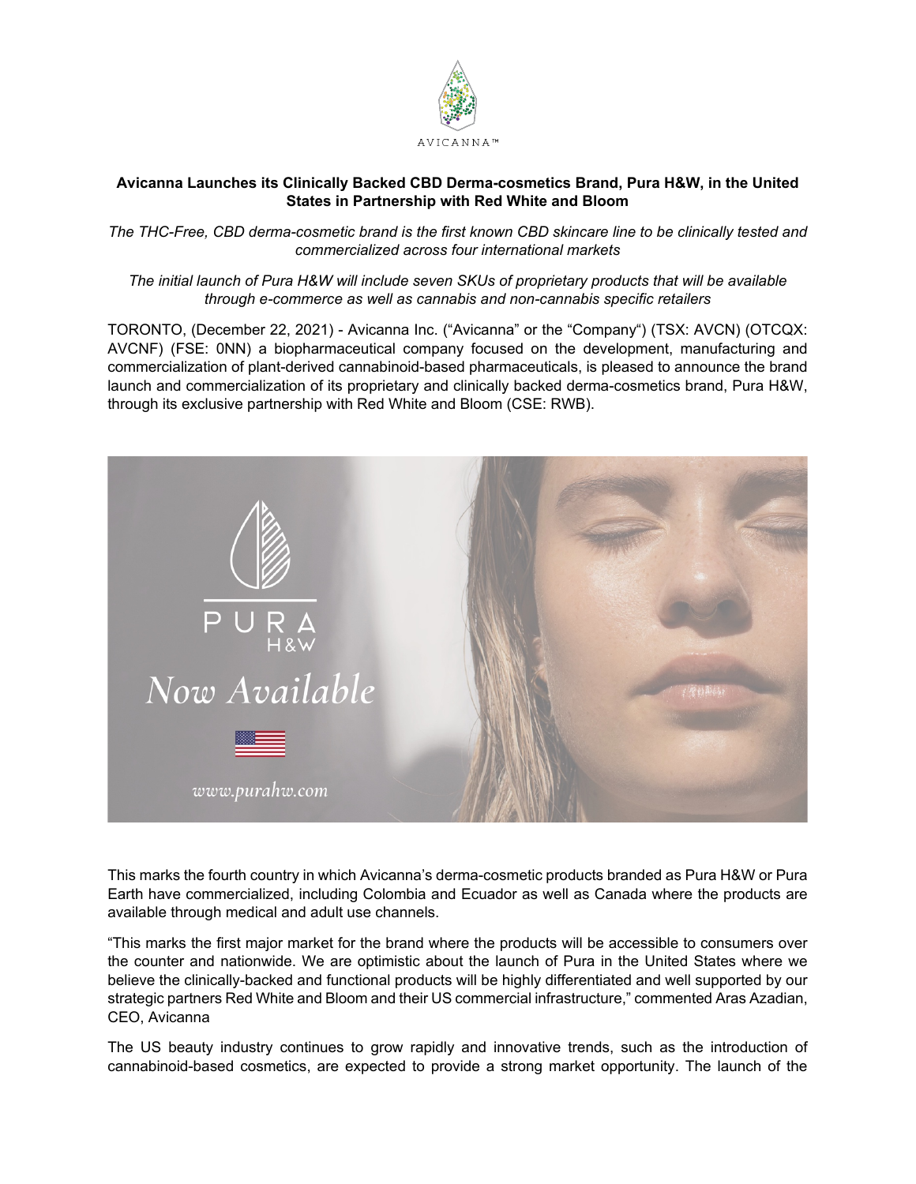**Avicanna Launches its Clinically Backed CBD Derma-cosmetics Brand, Pura H&W, in the United States in Partnership with Red White and Bloom**

*The THC-Free, CBD derma-cosmetic brand is the first known CBD skincare line to be clinically tested and commercialized across four international markets*

*The initial launch of Pura H&W will include seven SKUs of proprietary products that will be available through e-commerce as well as cannabis and non-cannabis specific retailers*

TORONTO, (December 22, 2021) - Avicanna Inc. ("Avicanna" or the "Company") (TSX: AVCN) (OTCQX: AVCNF) (FSE: 0NN) a biopharmaceutical company focused on the development, manufacturing and commercialization of plant-derived cannabinoid-based pharmaceuticals, is pleased to announce the brand launch and commercialization of its proprietary and clinically backed derma-cosmetics brand, Pura H&W, through its exclusive partnership with Red White and Bloom (CSE: RWB).

This marks the fourth country in which Avicanna's derma-cosmetic products branded as Pura H&W or Pura Earth have commercialized, including Colombia and Ecuador as well as Canada where the products are available through medical and adult use channels.

"This marks the first major market for the brand where the products will be accessible to consumers over the counter and nationwide. We are optimistic about the launch of Pura in the United States where we believe the clinically-backed and functional products will be highly differentiated and well supported by our strategic partners Red White and Bloom and their US commercial infrastructure," commented Aras Azadian, CEO, Avicanna

The US beauty industry continues to grow rapidly and innovative trends, such as the introduction of cannabinoid-based cosmetics, are expected to provide a strong market opportunity. The launch of the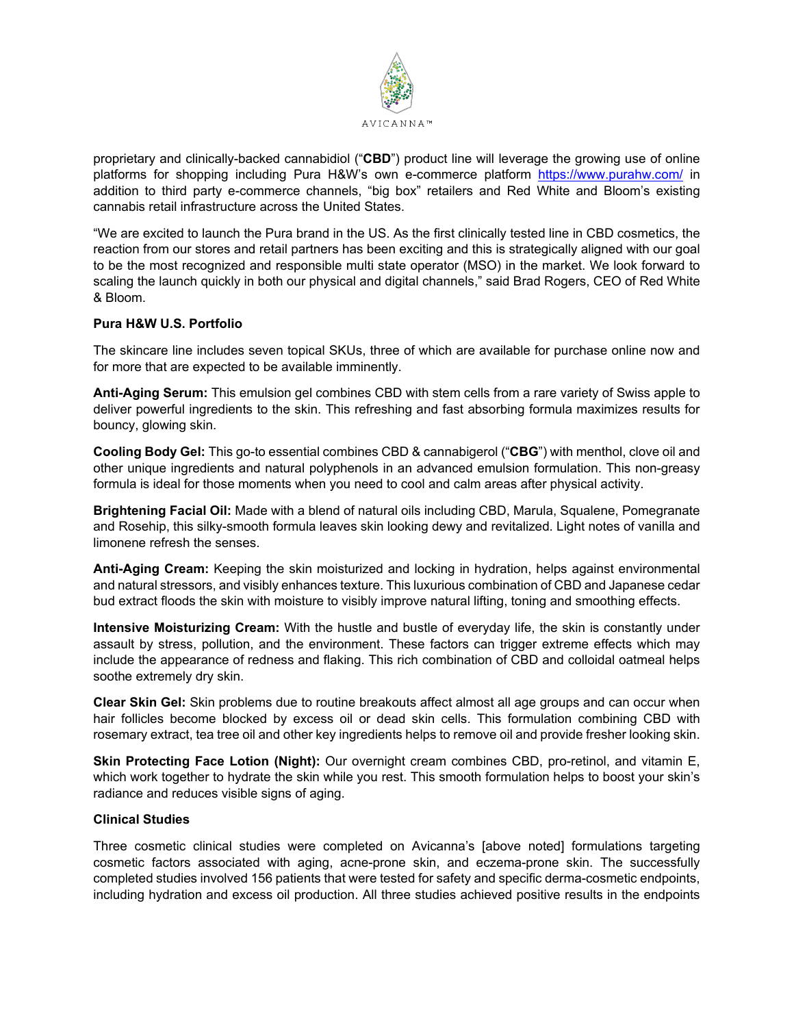proprietary and clinically-backed cannabidiol ("**CBD**") product line will leverage the growing use of online platforms for shopping including Pura H&W's own e-commerce platform https://www.purahw.com/ in addition to third party e-commerce channels, "big box" retailers and Red White and Bloom's existing cannabis retail infrastructure across the United States.

"We are excited to launch the Pura brand in the US. As the first clinically tested line in CBD cosmetics, the reaction from our stores and retail partners has been exciting and this is strategically aligned with our goal to be the most recognized and responsible multi state operator (MSO) in the market. We look forward to scaling the launch quickly in both our physical and digital channels," said Brad Rogers, CEO of Red White & Bloom.

**Pura H&W U.S. Portfolio**

The skincare line includes seven topical SKUs, three of which are available for purchase online now and for more that are expected to be available imminently.

**Anti-Aging Serum:** This emulsion gel combines CBD with stem cells from a rare variety of Swiss apple to deliver powerful ingredients to the skin. This refreshing and fast absorbing formula maximizes results for bouncy, glowing skin.

**Cooling Body Gel:** This go-to essential combines CBD & cannabigerol ("**CBG**") with menthol, clove oil and other unique ingredients and natural polyphenols in an advanced emulsion formulation. This non-greasy formula is ideal for those moments when you need to cool and calm areas after physical activity.

**Brightening Facial Oil:** Made with a blend of natural oils including CBD, Marula, Squalene, Pomegranate and Rosehip, this silky-smooth formula leaves skin looking dewy and revitalized. Light notes of vanilla and limonene refresh the senses.

**Anti-Aging Cream:** Keeping the skin moisturized and locking in hydration, helps against environmental and natural stressors, and visibly enhances texture. This luxurious combination of CBD and Japanese cedar bud extract floods the skin with moisture to visibly improve natural lifting, toning and smoothing effects.

**Intensive Moisturizing Cream:** With the hustle and bustle of everyday life, the skin is constantly under assault by stress, pollution, and the environment. These factors can trigger extreme effects which may include the appearance of redness and flaking. This rich combination of CBD and colloidal oatmeal helps soothe extremely dry skin.

**Clear Skin Gel:** Skin problems due to routine breakouts affect almost all age groups and can occur when hair follicles become blocked by excess oil or dead skin cells. This formulation combining CBD with rosemary extract, tea tree oil and other key ingredients helps to remove oil and provide fresher looking skin.

**Skin Protecting Face Lotion (Night):** Our overnight cream combines CBD, pro-retinol, and vitamin E, which work together to hydrate the skin while you rest. This smooth formulation helps to boost your skin's radiance and reduces visible signs of aging.

**Clinical Studies**

Three cosmetic clinical studies were completed on Avicanna's [above noted] formulations targeting cosmetic factors associated with aging, acne-prone skin, and eczema-prone skin. The successfully completed studies involved 156 patients that were tested for safety and specific derma-cosmetic endpoints, including hydration and excess oil production. All three studies achieved positive results in the endpoints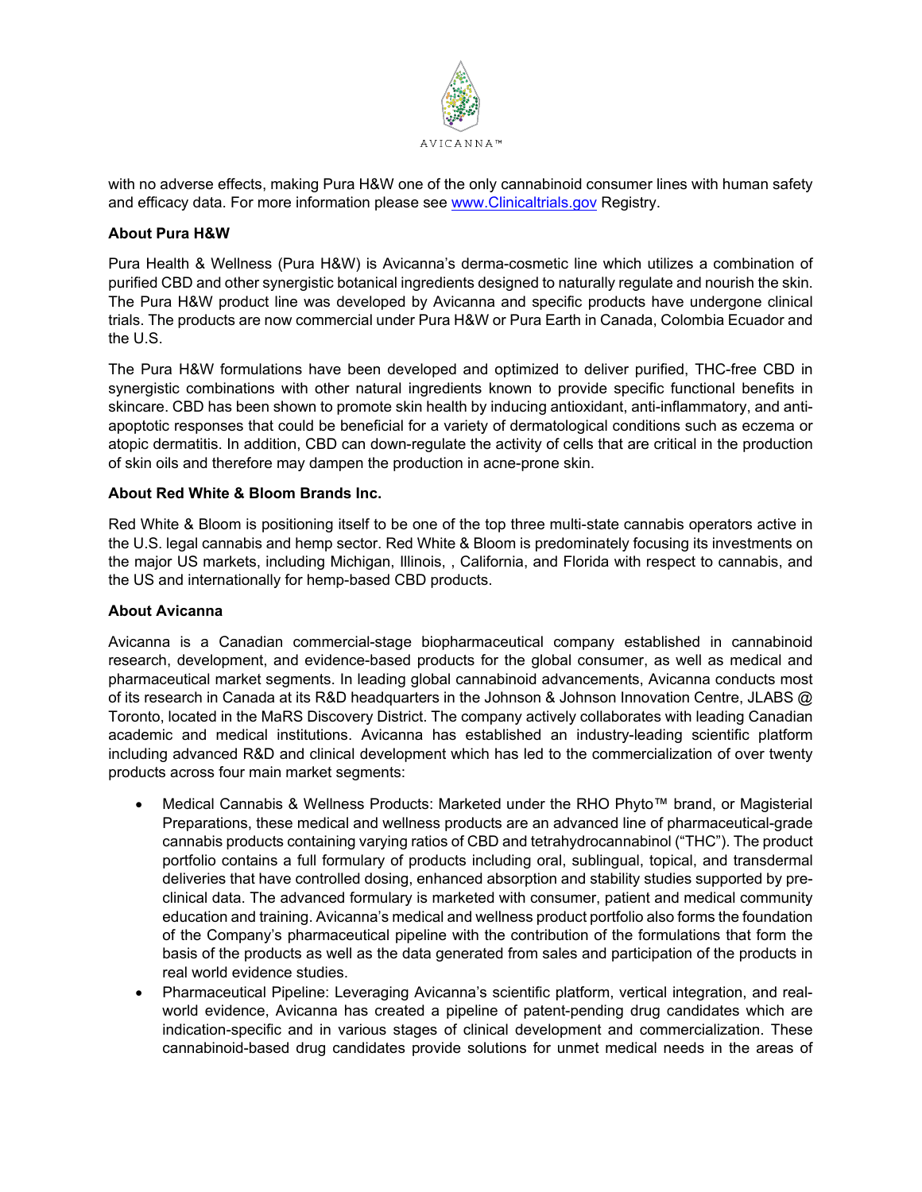with no adverse effects, making Pura H&W one of the only cannabinoid consumer lines with human safety and efficacy data. For more information please see [www.Clinicaltrials.gov](www.Clinicaltrials.gov) Registry.

**About Pura H&W**

Pura Health & Wellness (Pura H&W) is Avicanna's derma-cosmetic line which utilizes a combination of purified CBD and other synergistic botanical ingredients designed to naturally regulate and nourish the skin. The Pura H&W product line was developed by Avicanna and specific products have undergone clinical trials. The products are now commercial under Pura H&W or Pura Earth in Canada, Colombia Ecuador and the U.S.

The Pura H&W formulations have been developed and optimized to deliver purified, THC-free CBD in synergistic combinations with other natural ingredients known to provide specific functional benefits in skincare. CBD has been shown to promote skin health by inducing antioxidant, anti-inflammatory, and anti-apoptotic responses that could be beneficial for a variety of dermatological conditions such as eczema or atopic dermatitis. In addition, CBD can down-regulate the activity of cells that are critical in the production of skin oils and therefore may dampen the production in acne-prone skin.

**About Red White & Bloom Brands Inc.**

Red White & Bloom is positioning itself to be one of the top three multi-state cannabis operators active in the U.S. legal cannabis and hemp sector. Red White & Bloom is predominately focusing its investments on the major US markets, including Michigan, Illinois, , California, and Florida with respect to cannabis, and the US and internationally for hemp-based CBD products.

**About Avicanna**

Avicanna is a Canadian commercial-stage biopharmaceutical company established in cannabinoid research, development, and evidence-based products for the global consumer, as well as medical and pharmaceutical market segments. In leading global cannabinoid advancements, Avicanna conducts most of its research in Canada at its R&D headquarters in the Johnson & Johnson Innovation Centre, JLABS @ Toronto, located in the MaRS Discovery District. The company actively collaborates with leading Canadian academic and medical institutions. Avicanna has established an industry-leading scientific platform including advanced R&D and clinical development which has led to the commercialization of over twenty products across four main market segments:

- Medical Cannabis & Wellness Products: Marketed under the RHO Phyto™ brand, or Magisterial Preparations, these medical and wellness products are an advanced line of pharmaceutical-grade cannabis products containing varying ratios of CBD and tetrahydrocannabinol ("THC"). The product portfolio contains a full formulary of products including oral, sublingual, topical, and transdermal deliveries that have controlled dosing, enhanced absorption and stability studies supported by pre-clinical data. The advanced formulary is marketed with consumer, patient and medical community education and training. Avicanna's medical and wellness product portfolio also forms the foundation of the Company's pharmaceutical pipeline with the contribution of the formulations that form the basis of the products as well as the data generated from sales and participation of the products in real world evidence studies.
- Pharmaceutical Pipeline: Leveraging Avicanna's scientific platform, vertical integration, and real-world evidence, Avicanna has created a pipeline of patent-pending drug candidates which are indication-specific and in various stages of clinical development and commercialization. These cannabinoid-based drug candidates provide solutions for unmet medical needs in the areas of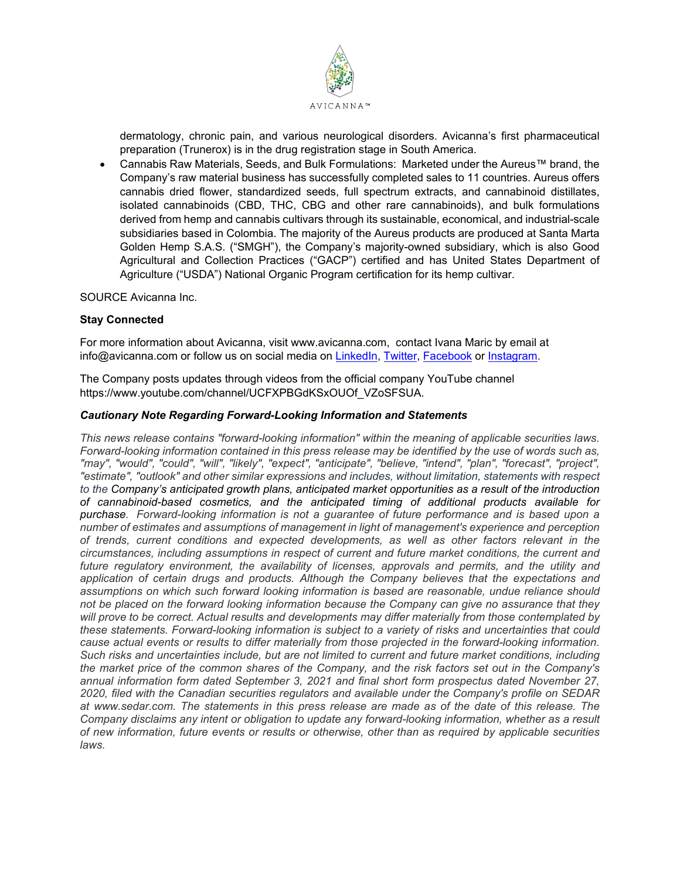dermatology, chronic pain, and various neurological disorders. Avicanna's first pharmaceutical preparation (Trunerox) is in the drug registration stage in South America.

- Cannabis Raw Materials, Seeds, and Bulk Formulations: Marketed under the Aureus™ brand, the Company's raw material business has successfully completed sales to 11 countries. Aureus offers cannabis dried flower, standardized seeds, full spectrum extracts, and cannabinoid distillates, isolated cannabinoids (CBD, THC, CBG and other rare cannabinoids), and bulk formulations derived from hemp and cannabis cultivars through its sustainable, economical, and industrial-scale subsidiaries based in Colombia. The majority of the Aureus products are produced at Santa Marta Golden Hemp S.A.S. ("SMGH"), the Company's majority-owned subsidiary, which is also Good Agricultural and Collection Practices ("GACP") certified and has United States Department of Agriculture ("USDA") National Organic Program certification for its hemp cultivar.

SOURCE Avicanna Inc.

**Stay Connected**

For more information about Avicanna, visit www.avicanna.com, contact Ivana Maric by email at info@avicanna.com or follow us on social media on LinkedIn, Twitter, Facebook or Instagram.

The Company posts updates through videos from the official company YouTube channel https://www.youtube.com/channel/UCFXPBGdKSxOUOf_VZoSFSUA.

***Cautionary Note Regarding Forward-Looking Information and Statements***

*This news release contains "forward-looking information" within the meaning of applicable securities laws. Forward-looking information contained in this press release may be identified by the use of words such as, "may", "would", "could", "will", "likely", "expect", "anticipate", "believe, "intend", "plan", "forecast", "project", "estimate", "outlook" and other similar expressions and includes, without limitation, statements with respect to the Company's anticipated growth plans, anticipated market opportunities as a result of the introduction of cannabinoid-based cosmetics, and the anticipated timing of additional products available for purchase. Forward-looking information is not a guarantee of future performance and is based upon a number of estimates and assumptions of management in light of management's experience and perception of trends, current conditions and expected developments, as well as other factors relevant in the circumstances, including assumptions in respect of current and future market conditions, the current and future regulatory environment, the availability of licenses, approvals and permits, and the utility and application of certain drugs and products. Although the Company believes that the expectations and assumptions on which such forward looking information is based are reasonable, undue reliance should not be placed on the forward looking information because the Company can give no assurance that they will prove to be correct. Actual results and developments may differ materially from those contemplated by these statements. Forward-looking information is subject to a variety of risks and uncertainties that could cause actual events or results to differ materially from those projected in the forward-looking information. Such risks and uncertainties include, but are not limited to current and future market conditions, including the market price of the common shares of the Company, and the risk factors set out in the Company's annual information form dated September 3, 2021 and final short form prospectus dated November 27, 2020, filed with the Canadian securities regulators and available under the Company's profile on SEDAR at www.sedar.com. The statements in this press release are made as of the date of this release. The Company disclaims any intent or obligation to update any forward-looking information, whether as a result of new information, future events or results or otherwise, other than as required by applicable securities laws.*